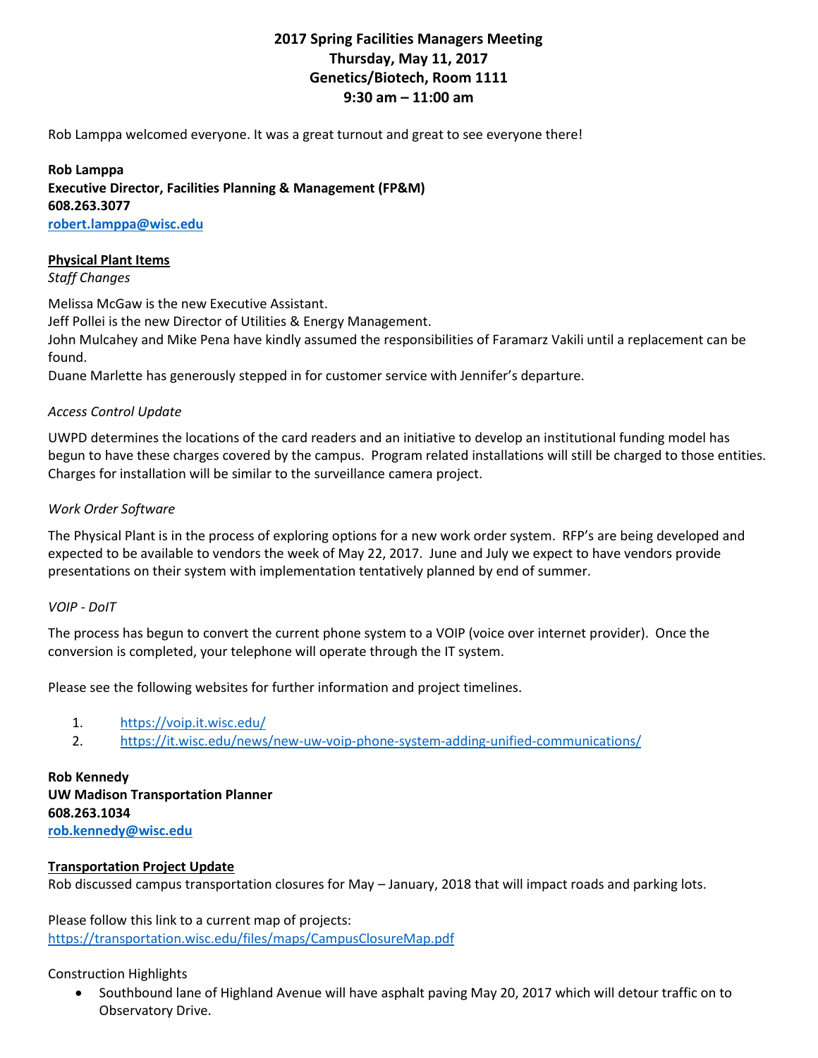# 2017 Spring Facilities Managers Meeting
## Thursday, May 11, 2017
## Genetics/Biotech, Room 1111
## 9:30 am – 11:00 am

Rob Lamppa welcomed everyone. It was a great turnout and great to see everyone there!

**Rob Lamppa**
**Executive Director, Facilities Planning & Management (FP&M)**
**608.263.3077**
**[robert.lamppa@wisc.edu](mailto:robert.lamppa@wisc.edu)**

**<u>Physical Plant Items</u>**

*Staff Changes*

Melissa McGaw is the new Executive Assistant.
Jeff Pollei is the new Director of Utilities & Energy Management.
John Mulcahey and Mike Pena have kindly assumed the responsibilities of Faramarz Vakili until a replacement can be found.
Duane Marlette has generously stepped in for customer service with Jennifer's departure.

*Access Control Update*

UWPD determines the locations of the card readers and an initiative to develop an institutional funding model has begun to have these charges covered by the campus. Program related installations will still be charged to those entities. Charges for installation will be similar to the surveillance camera project.

*Work Order Software*

The Physical Plant is in the process of exploring options for a new work order system. RFP's are being developed and expected to be available to vendors the week of May 22, 2017. June and July we expect to have vendors provide presentations on their system with implementation tentatively planned by end of summer.

*VOIP - DoIT*

The process has begun to convert the current phone system to a VOIP (voice over internet provider). Once the conversion is completed, your telephone will operate through the IT system.

Please see the following websites for further information and project timelines.

1. https://voip.it.wisc.edu/
2. https://it.wisc.edu/news/new-uw-voip-phone-system-adding-unified-communications/

**Rob Kennedy**
**UW Madison Transportation Planner**
**608.263.1034**
**[rob.kennedy@wisc.edu](mailto:rob.kennedy@wisc.edu)**

**<u>Transportation Project Update</u>**

Rob discussed campus transportation closures for May – January, 2018 that will impact roads and parking lots.

Please follow this link to a current map of projects:
https://transportation.wisc.edu/files/maps/CampusClosureMap.pdf

Construction Highlights

- Southbound lane of Highland Avenue will have asphalt paving May 20, 2017 which will detour traffic on to Observatory Drive.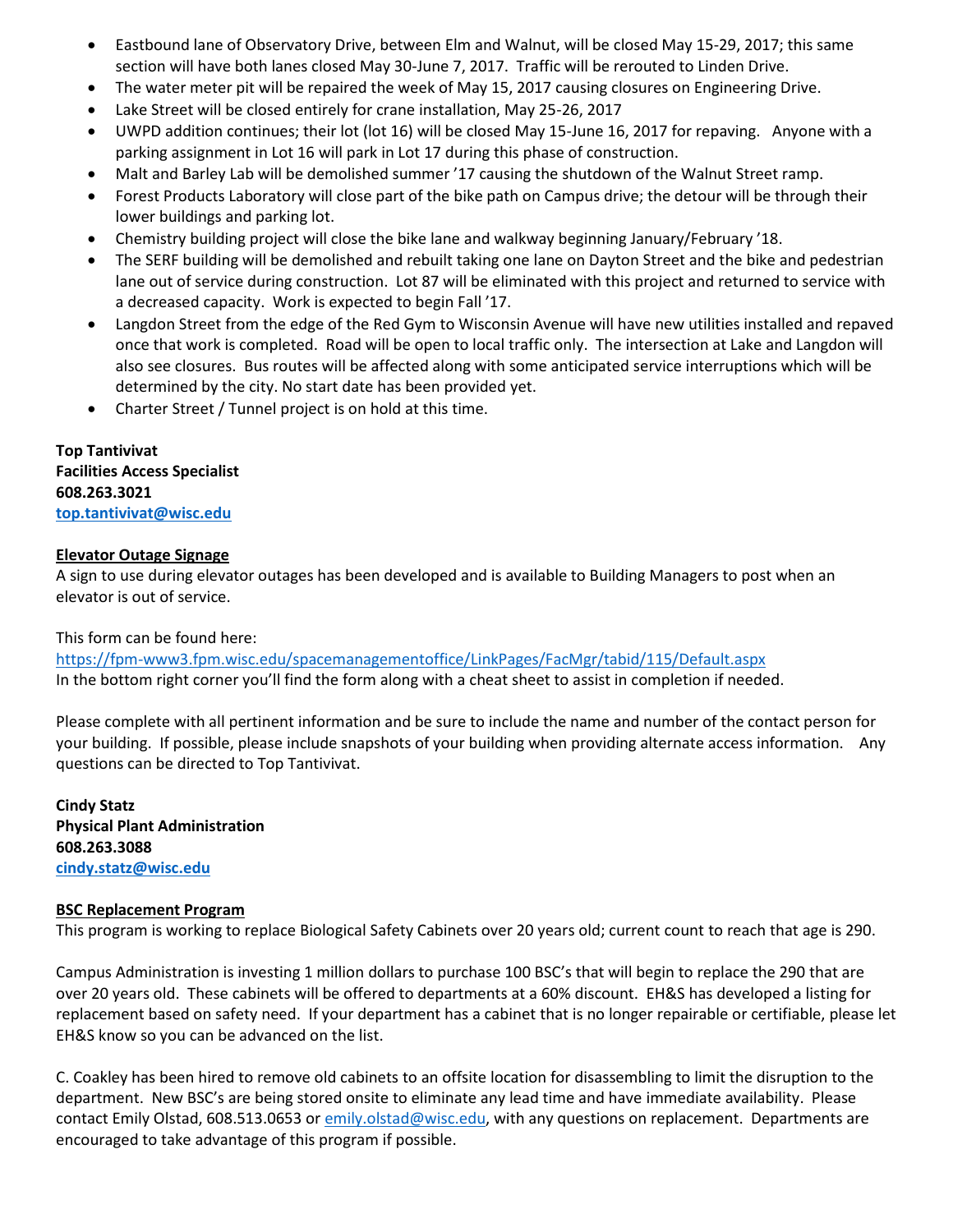- Eastbound lane of Observatory Drive, between Elm and Walnut, will be closed May 15-29, 2017; this same section will have both lanes closed May 30-June 7, 2017. Traffic will be rerouted to Linden Drive.
- The water meter pit will be repaired the week of May 15, 2017 causing closures on Engineering Drive.
- Lake Street will be closed entirely for crane installation, May 25-26, 2017
- UWPD addition continues; their lot (lot 16) will be closed May 15-June 16, 2017 for repaving. Anyone with a parking assignment in Lot 16 will park in Lot 17 during this phase of construction.
- Malt and Barley Lab will be demolished summer '17 causing the shutdown of the Walnut Street ramp.
- Forest Products Laboratory will close part of the bike path on Campus drive; the detour will be through their lower buildings and parking lot.
- Chemistry building project will close the bike lane and walkway beginning January/February '18.
- The SERF building will be demolished and rebuilt taking one lane on Dayton Street and the bike and pedestrian lane out of service during construction. Lot 87 will be eliminated with this project and returned to service with a decreased capacity. Work is expected to begin Fall '17.
- Langdon Street from the edge of the Red Gym to Wisconsin Avenue will have new utilities installed and repaved once that work is completed. Road will be open to local traffic only. The intersection at Lake and Langdon will also see closures. Bus routes will be affected along with some anticipated service interruptions which will be determined by the city. No start date has been provided yet.
- Charter Street / Tunnel project is on hold at this time.

**Top Tantivivat**
**Facilities Access Specialist**
**608.263.3021**
**top.tantivivat@wisc.edu**

**Elevator Outage Signage**

A sign to use during elevator outages has been developed and is available to Building Managers to post when an elevator is out of service.

This form can be found here:
https://fpm-www3.fpm.wisc.edu/spacemanagementoffice/LinkPages/FacMgr/tabid/115/Default.aspx
In the bottom right corner you'll find the form along with a cheat sheet to assist in completion if needed.

Please complete with all pertinent information and be sure to include the name and number of the contact person for your building. If possible, please include snapshots of your building when providing alternate access information. Any questions can be directed to Top Tantivivat.

**Cindy Statz**
**Physical Plant Administration**
**608.263.3088**
**cindy.statz@wisc.edu**

**BSC Replacement Program**

This program is working to replace Biological Safety Cabinets over 20 years old; current count to reach that age is 290.

Campus Administration is investing 1 million dollars to purchase 100 BSC's that will begin to replace the 290 that are over 20 years old. These cabinets will be offered to departments at a 60% discount. EH&S has developed a listing for replacement based on safety need. If your department has a cabinet that is no longer repairable or certifiable, please let EH&S know so you can be advanced on the list.

C. Coakley has been hired to remove old cabinets to an offsite location for disassembling to limit the disruption to the department. New BSC's are being stored onsite to eliminate any lead time and have immediate availability. Please contact Emily Olstad, 608.513.0653 or emily.olstad@wisc.edu, with any questions on replacement. Departments are encouraged to take advantage of this program if possible.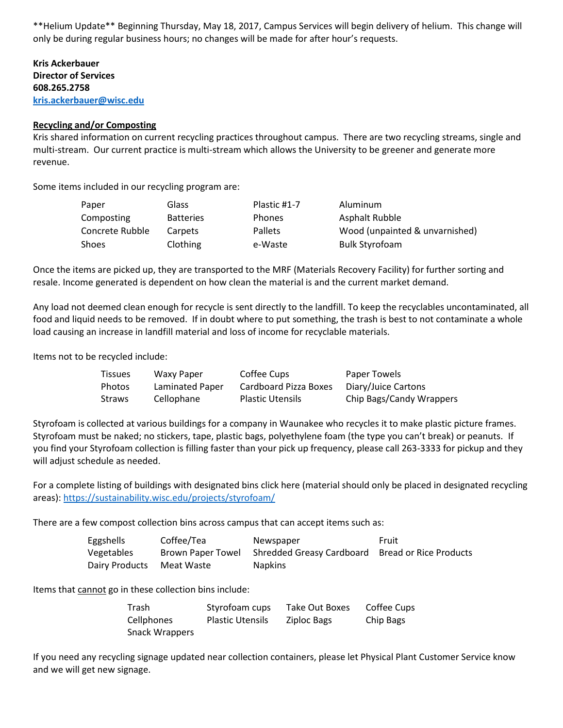**Helium Update** Beginning Thursday, May 18, 2017, Campus Services will begin delivery of helium. This change will only be during regular business hours; no changes will be made for after hour's requests.

**Kris Ackerbauer**
**Director of Services**
**608.265.2758**
**kris.ackerbauer@wisc.edu**

**Recycling and/or Composting**

Kris shared information on current recycling practices throughout campus. There are two recycling streams, single and multi-stream. Our current practice is multi-stream which allows the University to be greener and generate more revenue.

Some items included in our recycling program are:

| | | | |
|---|---|---|---|
| Paper | Glass | Plastic #1-7 | Aluminum |
| Composting | Batteries | Phones | Asphalt Rubble |
| Concrete Rubble | Carpets | Pallets | Wood (unpainted & unvarnished) |
| Shoes | Clothing | e-Waste | Bulk Styrofoam |

Once the items are picked up, they are transported to the MRF (Materials Recovery Facility) for further sorting and resale. Income generated is dependent on how clean the material is and the current market demand.

Any load not deemed clean enough for recycle is sent directly to the landfill. To keep the recyclables uncontaminated, all food and liquid needs to be removed. If in doubt where to put something, the trash is best to not contaminate a whole load causing an increase in landfill material and loss of income for recyclable materials.

Items not to be recycled include:

| | | | |
|---|---|---|---|
| Tissues | Waxy Paper | Coffee Cups | Paper Towels |
| Photos | Laminated Paper | Cardboard Pizza Boxes | Diary/Juice Cartons |
| Straws | Cellophane | Plastic Utensils | Chip Bags/Candy Wrappers |

Styrofoam is collected at various buildings for a company in Waunakee who recycles it to make plastic picture frames. Styrofoam must be naked; no stickers, tape, plastic bags, polyethylene foam (the type you can't break) or peanuts. If you find your Styrofoam collection is filling faster than your pick up frequency, please call 263-3333 for pickup and they will adjust schedule as needed.

For a complete listing of buildings with designated bins click here (material should only be placed in designated recycling areas): https://sustainability.wisc.edu/projects/styrofoam/

There are a few compost collection bins across campus that can accept items such as:

| | | | |
|---|---|---|---|
| Eggshells | Coffee/Tea | Newspaper | Fruit |
| Vegetables | Brown Paper Towel | Shredded Greasy Cardboard | Bread or Rice Products |
| Dairy Products | Meat Waste | Napkins | |

Items that <u>cannot</u> go in these collection bins include:

| | | | |
|---|---|---|---|
| Trash | Styrofoam cups | Take Out Boxes | Coffee Cups |
| Cellphones | Plastic Utensils | Ziploc Bags | Chip Bags |
| Snack Wrappers | | | |

If you need any recycling signage updated near collection containers, please let Physical Plant Customer Service know and we will get new signage.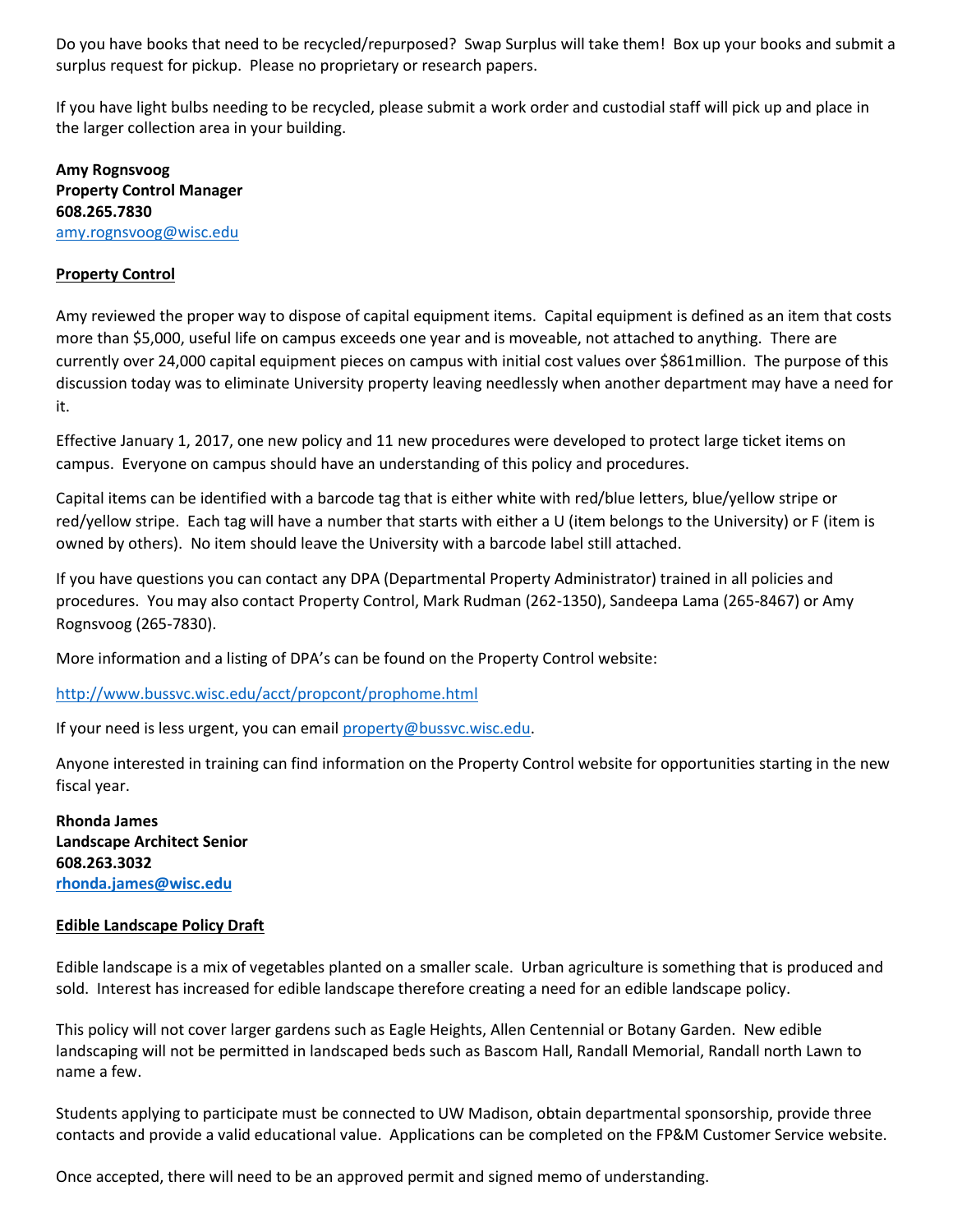Do you have books that need to be recycled/repurposed? Swap Surplus will take them! Box up your books and submit a surplus request for pickup. Please no proprietary or research papers.

If you have light bulbs needing to be recycled, please submit a work order and custodial staff will pick up and place in the larger collection area in your building.

**Amy Rognsvoog**
**Property Control Manager**
**608.265.7830**
amy.rognsvoog@wisc.edu

**<u>Property Control</u>**

Amy reviewed the proper way to dispose of capital equipment items. Capital equipment is defined as an item that costs more than $5,000, useful life on campus exceeds one year and is moveable, not attached to anything. There are currently over 24,000 capital equipment pieces on campus with initial cost values over $861million. The purpose of this discussion today was to eliminate University property leaving needlessly when another department may have a need for it.

Effective January 1, 2017, one new policy and 11 new procedures were developed to protect large ticket items on campus. Everyone on campus should have an understanding of this policy and procedures.

Capital items can be identified with a barcode tag that is either white with red/blue letters, blue/yellow stripe or red/yellow stripe. Each tag will have a number that starts with either a U (item belongs to the University) or F (item is owned by others). No item should leave the University with a barcode label still attached.

If you have questions you can contact any DPA (Departmental Property Administrator) trained in all policies and procedures. You may also contact Property Control, Mark Rudman (262-1350), Sandeepa Lama (265-8467) or Amy Rognsvoog (265-7830).

More information and a listing of DPA's can be found on the Property Control website:

http://www.bussvc.wisc.edu/acct/propcont/prophome.html

If your need is less urgent, you can email property@bussvc.wisc.edu.

Anyone interested in training can find information on the Property Control website for opportunities starting in the new fiscal year.

**Rhonda James**
**Landscape Architect Senior**
**608.263.3032**
**rhonda.james@wisc.edu**

**<u>Edible Landscape Policy Draft</u>**

Edible landscape is a mix of vegetables planted on a smaller scale. Urban agriculture is something that is produced and sold. Interest has increased for edible landscape therefore creating a need for an edible landscape policy.

This policy will not cover larger gardens such as Eagle Heights, Allen Centennial or Botany Garden. New edible landscaping will not be permitted in landscaped beds such as Bascom Hall, Randall Memorial, Randall north Lawn to name a few.

Students applying to participate must be connected to UW Madison, obtain departmental sponsorship, provide three contacts and provide a valid educational value. Applications can be completed on the FP&M Customer Service website.

Once accepted, there will need to be an approved permit and signed memo of understanding.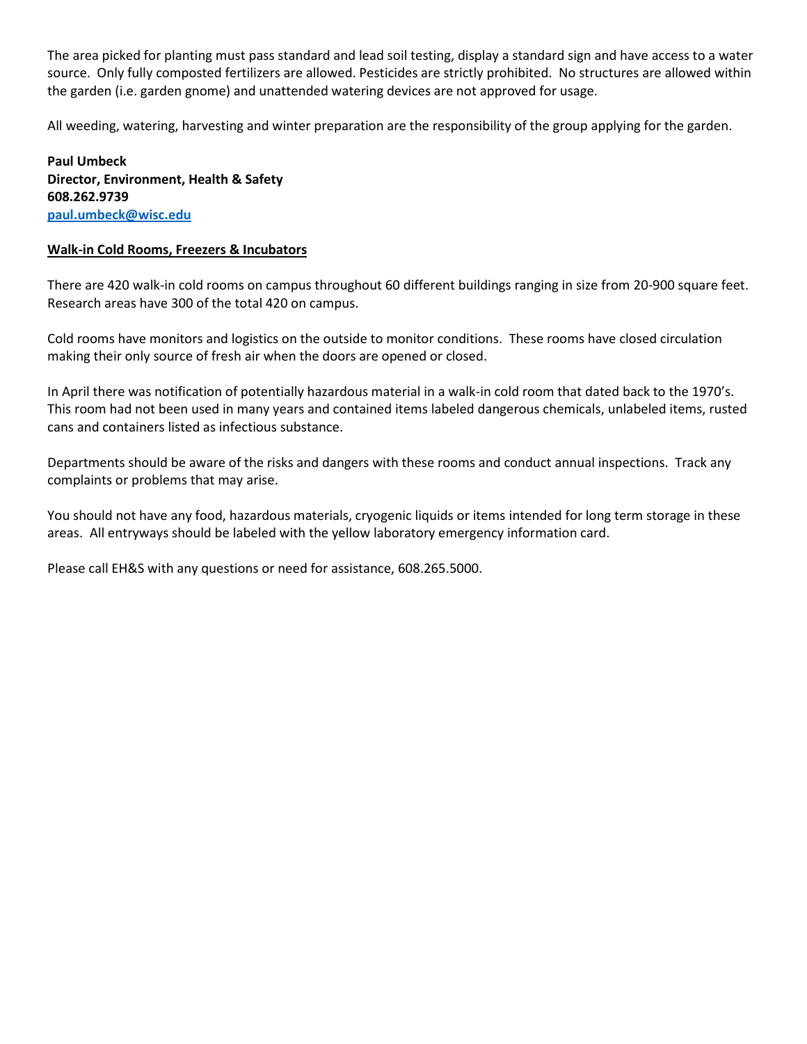The area picked for planting must pass standard and lead soil testing, display a standard sign and have access to a water source. Only fully composted fertilizers are allowed. Pesticides are strictly prohibited. No structures are allowed within the garden (i.e. garden gnome) and unattended watering devices are not approved for usage.

All weeding, watering, harvesting and winter preparation are the responsibility of the group applying for the garden.

**Paul Umbeck**
**Director, Environment, Health & Safety**
**608.262.9739**
**[paul.umbeck@wisc.edu](mailto:paul.umbeck@wisc.edu)**

**Walk-in Cold Rooms, Freezers & Incubators**

There are 420 walk-in cold rooms on campus throughout 60 different buildings ranging in size from 20-900 square feet. Research areas have 300 of the total 420 on campus.

Cold rooms have monitors and logistics on the outside to monitor conditions. These rooms have closed circulation making their only source of fresh air when the doors are opened or closed.

In April there was notification of potentially hazardous material in a walk-in cold room that dated back to the 1970's. This room had not been used in many years and contained items labeled dangerous chemicals, unlabeled items, rusted cans and containers listed as infectious substance.

Departments should be aware of the risks and dangers with these rooms and conduct annual inspections. Track any complaints or problems that may arise.

You should not have any food, hazardous materials, cryogenic liquids or items intended for long term storage in these areas. All entryways should be labeled with the yellow laboratory emergency information card.

Please call EH&S with any questions or need for assistance, 608.265.5000.